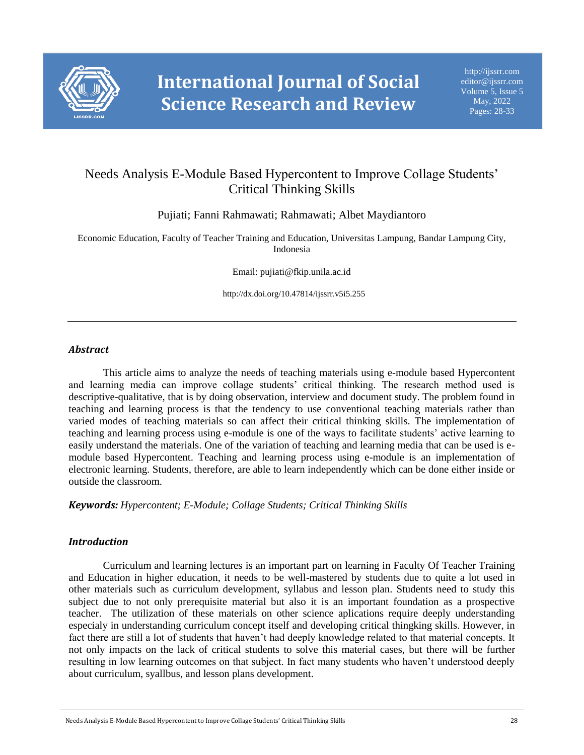# Needs Analysis E-Module Based Hypercontent to Improve Collage Students' Critical Thinking Skills

Pujiati; Fanni Rahmawati; Rahmawati; Albet Maydiantoro

Economic Education, Faculty of Teacher Training and Education, Universitas Lampung, Bandar Lampung City, Indonesia

Email: pujiati@fkip.unila.ac.id

http://dx.doi.org/10.47814/ijssrr.v5i5.255

---

### *Abstract*

This article aims to analyze the needs of teaching materials using e-module based Hypercontent and learning media can improve collage students' critical thinking. The research method used is descriptive-qualitative, that is by doing observation, interview and document study. The problem found in teaching and learning process is that the tendency to use conventional teaching materials rather than varied modes of teaching materials so can affect their critical thinking skills. The implementation of teaching and learning process using e-module is one of the ways to facilitate students' active learning to easily understand the materials. One of the variation of teaching and learning media that can be used is e-module based Hypercontent. Teaching and learning process using e-module is an implementation of electronic learning. Students, therefore, are able to learn independently which can be done either inside or outside the classroom.

***Keywords:*** *Hypercontent; E-Module; Collage Students; Critical Thinking Skills*

### *Introduction*

Curriculum and learning lectures is an important part on learning in Faculty Of Teacher Training and Education in higher education, it needs to be well-mastered by students due to quite a lot used in other materials such as curriculum development, syllabus and lesson plan. Students need to study this subject due to not only prerequisite material but also it is an important foundation as a prospective teacher. The utilization of these materials on other science aplications require deeply understanding especialy in understanding curriculum concept itself and developing critical thingking skills. However, in fact there are still a lot of students that haven't had deeply knowledge related to that material concepts. It not only impacts on the lack of critical students to solve this material cases, but there will be further resulting in low learning outcomes on that subject. In fact many students who haven't understood deeply about curriculum, syallbus, and lesson plans development.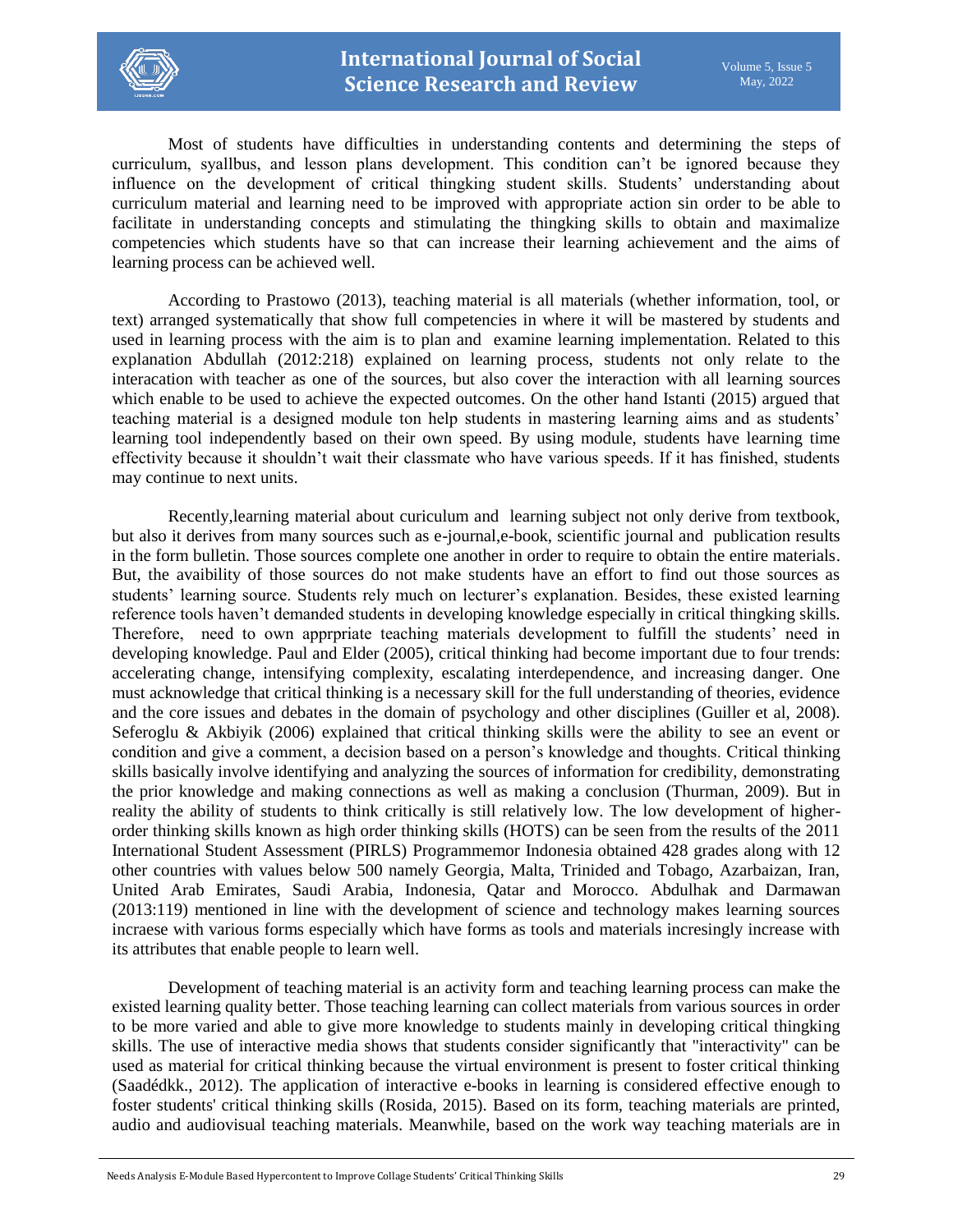Most of students have difficulties in understanding contents and determining the steps of curriculum, syallbus, and lesson plans development. This condition can't be ignored because they influence on the development of critical thingking student skills. Students' understanding about curriculum material and learning need to be improved with appropriate action sin order to be able to facilitate in understanding concepts and stimulating the thingking skills to obtain and maximalize competencies which students have so that can increase their learning achievement and the aims of learning process can be achieved well.

According to Prastowo (2013), teaching material is all materials (whether information, tool, or text) arranged systematically that show full competencies in where it will be mastered by students and used in learning process with the aim is to plan and examine learning implementation. Related to this explanation Abdullah (2012:218) explained on learning process, students not only relate to the interacation with teacher as one of the sources, but also cover the interaction with all learning sources which enable to be used to achieve the expected outcomes. On the other hand Istanti (2015) argued that teaching material is a designed module ton help students in mastering learning aims and as students' learning tool independently based on their own speed. By using module, students have learning time effectivity because it shouldn't wait their classmate who have various speeds. If it has finished, students may continue to next units.

Recently,learning material about curiculum and learning subject not only derive from textbook, but also it derives from many sources such as e-journal,e-book, scientific journal and publication results in the form bulletin. Those sources complete one another in order to require to obtain the entire materials. But, the avaibility of those sources do not make students have an effort to find out those sources as students' learning source. Students rely much on lecturer's explanation. Besides, these existed learning reference tools haven't demanded students in developing knowledge especially in critical thingking skills. Therefore, need to own apprpriate teaching materials development to fulfill the students' need in developing knowledge. Paul and Elder (2005), critical thinking had become important due to four trends: accelerating change, intensifying complexity, escalating interdependence, and increasing danger. One must acknowledge that critical thinking is a necessary skill for the full understanding of theories, evidence and the core issues and debates in the domain of psychology and other disciplines (Guiller et al, 2008). Seferoglu & Akbiyik (2006) explained that critical thinking skills were the ability to see an event or condition and give a comment, a decision based on a person's knowledge and thoughts. Critical thinking skills basically involve identifying and analyzing the sources of information for credibility, demonstrating the prior knowledge and making connections as well as making a conclusion (Thurman, 2009). But in reality the ability of students to think critically is still relatively low. The low development of higher-order thinking skills known as high order thinking skills (HOTS) can be seen from the results of the 2011 International Student Assessment (PIRLS) Programmemor Indonesia obtained 428 grades along with 12 other countries with values below 500 namely Georgia, Malta, Trinided and Tobago, Azarbaizan, Iran, United Arab Emirates, Saudi Arabia, Indonesia, Qatar and Morocco. Abdulhak and Darmawan (2013:119) mentioned in line with the development of science and technology makes learning sources incraese with various forms especially which have forms as tools and materials incresingly increase with its attributes that enable people to learn well.

Development of teaching material is an activity form and teaching learning process can make the existed learning quality better. Those teaching learning can collect materials from various sources in order to be more varied and able to give more knowledge to students mainly in developing critical thingking skills. The use of interactive media shows that students consider significantly that "interactivity" can be used as material for critical thinking because the virtual environment is present to foster critical thinking (Saadédkk., 2012). The application of interactive e-books in learning is considered effective enough to foster students' critical thinking skills (Rosida, 2015). Based on its form, teaching materials are printed, audio and audiovisual teaching materials. Meanwhile, based on the work way teaching materials are in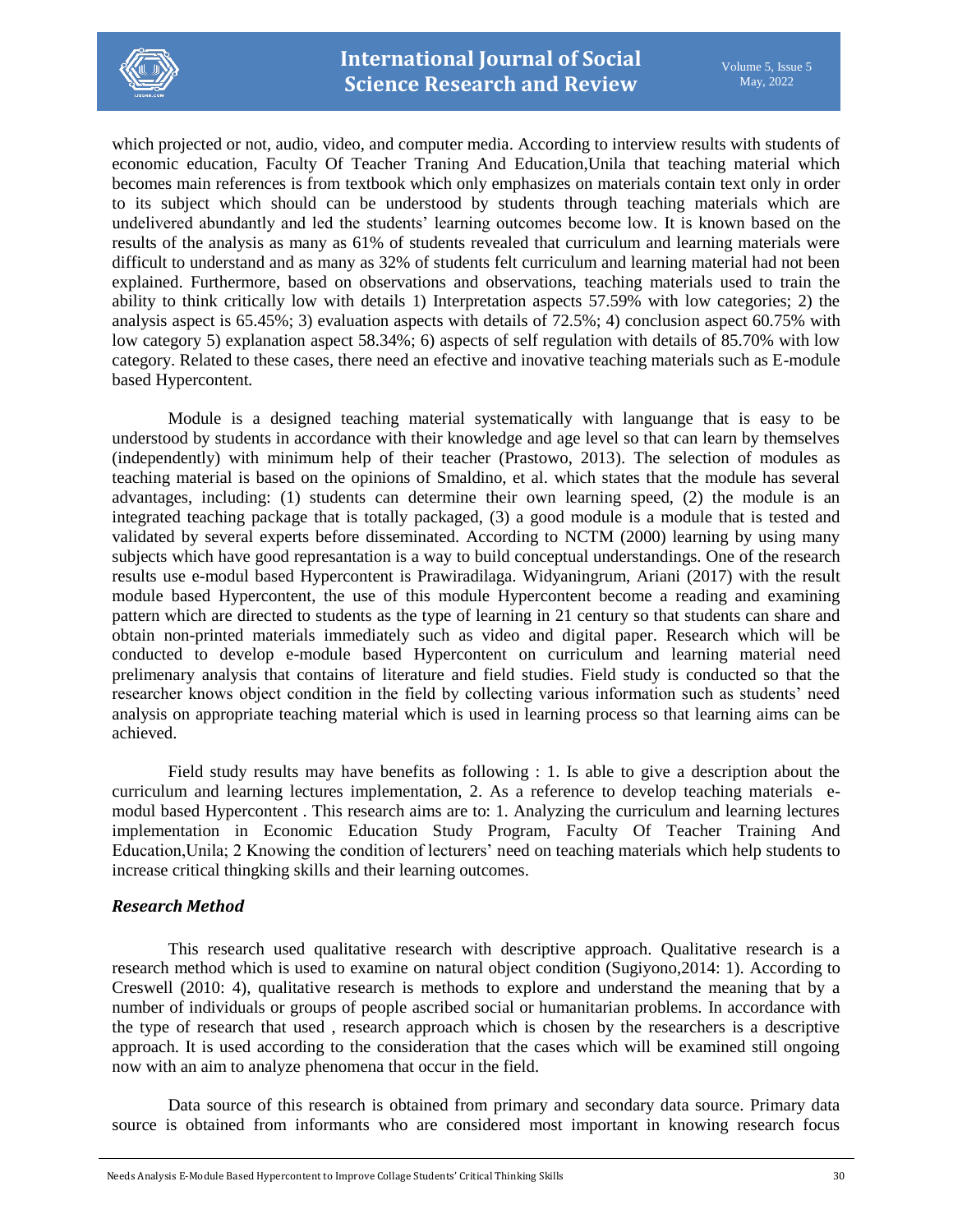which projected or not, audio, video, and computer media. According to interview results with students of economic education, Faculty Of Teacher Traning And Education,Unila that teaching material which becomes main references is from textbook which only emphasizes on materials contain text only in order to its subject which should can be understood by students through teaching materials which are undelivered abundantly and led the students' learning outcomes become low. It is known based on the results of the analysis as many as 61% of students revealed that curriculum and learning materials were difficult to understand and as many as 32% of students felt curriculum and learning material had not been explained. Furthermore, based on observations and observations, teaching materials used to train the ability to think critically low with details 1) Interpretation aspects 57.59% with low categories; 2) the analysis aspect is 65.45%; 3) evaluation aspects with details of 72.5%; 4) conclusion aspect 60.75% with low category 5) explanation aspect 58.34%; 6) aspects of self regulation with details of 85.70% with low category. Related to these cases, there need an efective and inovative teaching materials such as E-module based Hypercontent.

Module is a designed teaching material systematically with languange that is easy to be understood by students in accordance with their knowledge and age level so that can learn by themselves (independently) with minimum help of their teacher (Prastowo, 2013). The selection of modules as teaching material is based on the opinions of Smaldino, et al. which states that the module has several advantages, including: (1) students can determine their own learning speed, (2) the module is an integrated teaching package that is totally packaged, (3) a good module is a module that is tested and validated by several experts before disseminated. According to NCTM (2000) learning by using many subjects which have good represantation is a way to build conceptual understandings. One of the research results use e-modul based Hypercontent is Prawiradilaga. Widyaningrum, Ariani (2017) with the result module based Hypercontent, the use of this module Hypercontent become a reading and examining pattern which are directed to students as the type of learning in 21 century so that students can share and obtain non-printed materials immediately such as video and digital paper. Research which will be conducted to develop e-module based Hypercontent on curriculum and learning material need prelimenary analysis that contains of literature and field studies. Field study is conducted so that the researcher knows object condition in the field by collecting various information such as students' need analysis on appropriate teaching material which is used in learning process so that learning aims can be achieved.

Field study results may have benefits as following : 1. Is able to give a description about the curriculum and learning lectures implementation, 2. As a reference to develop teaching materials e-modul based Hypercontent . This research aims are to: 1. Analyzing the curriculum and learning lectures implementation in Economic Education Study Program, Faculty Of Teacher Training And Education,Unila; 2 Knowing the condition of lecturers' need on teaching materials which help students to increase critical thingking skills and their learning outcomes.

### *Research Method*

This research used qualitative research with descriptive approach. Qualitative research is a research method which is used to examine on natural object condition (Sugiyono,2014: 1). According to Creswell (2010: 4), qualitative research is methods to explore and understand the meaning that by a number of individuals or groups of people ascribed social or humanitarian problems. In accordance with the type of research that used , research approach which is chosen by the researchers is a descriptive approach. It is used according to the consideration that the cases which will be examined still ongoing now with an aim to analyze phenomena that occur in the field.

Data source of this research is obtained from primary and secondary data source. Primary data source is obtained from informants who are considered most important in knowing research focus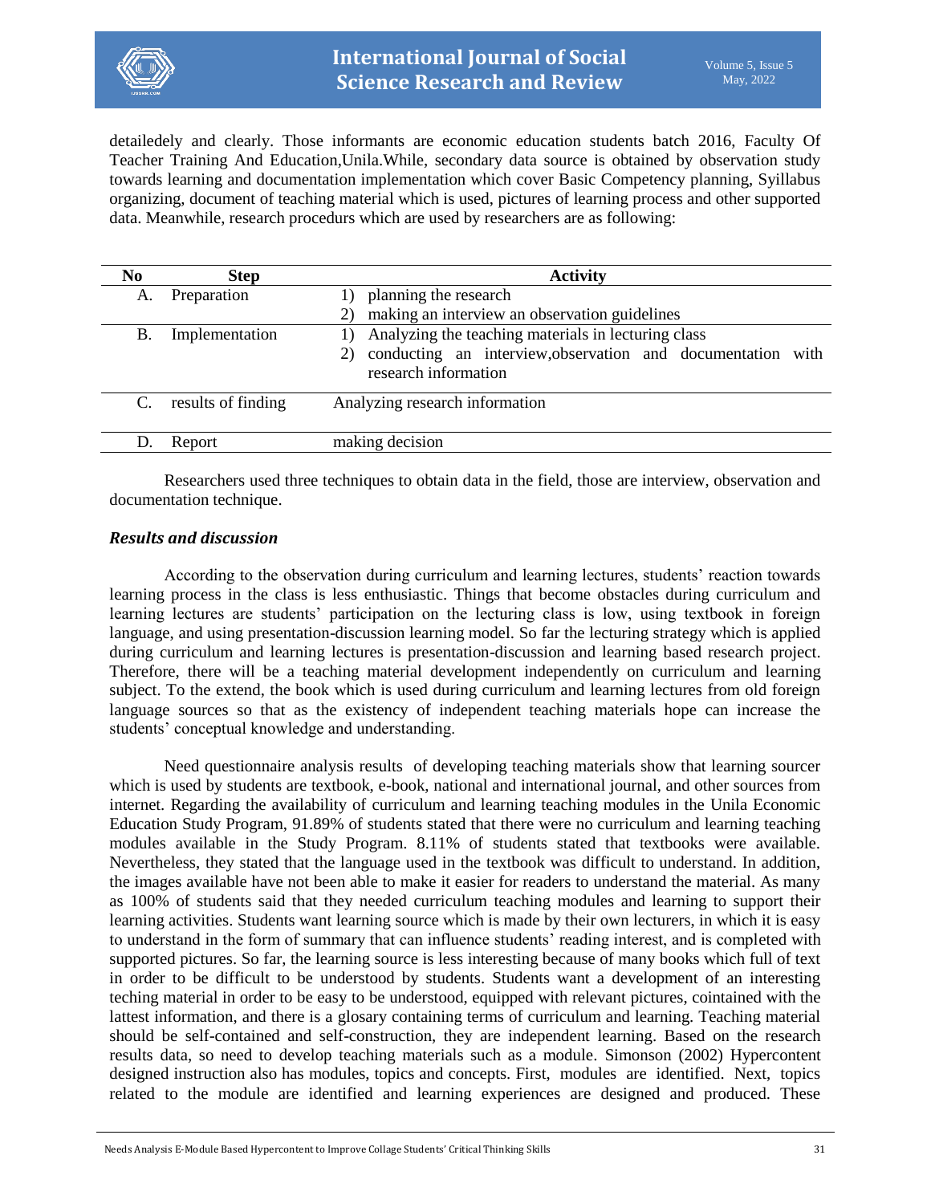detailedely and clearly. Those informants are economic education students batch 2016, Faculty Of Teacher Training And Education,Unila.While, secondary data source is obtained by observation study towards learning and documentation implementation which cover Basic Competency planning, Syllabus organizing, document of teaching material which is used, pictures of learning process and other supported data. Meanwhile, research procedurs which are used by researchers are as following:

| No | Step | Activity |
|---|---|---|
| A. | Preparation | 1) planning the research<br>2) making an interview an observation guidelines |
| B. | Implementation | 1) Analyzing the teaching materials in lecturing class<br>2) conducting an interview,observation and documentation with research information |
| C. | results of finding | Analyzing research information |
| D. | Report | making decision |

Researchers used three techniques to obtain data in the field, those are interview, observation and documentation technique.

### *Results and discussion*

According to the observation during curriculum and learning lectures, students' reaction towards learning process in the class is less enthusiastic. Things that become obstacles during curriculum and learning lectures are students' participation on the lecturing class is low, using textbook in foreign language, and using presentation-discussion learning model. So far the lecturing strategy which is applied during curriculum and learning lectures is presentation-discussion and learning based research project. Therefore, there will be a teaching material development independently on curriculum and learning subject. To the extend, the book which is used during curriculum and learning lectures from old foreign language sources so that as the existency of independent teaching materials hope can increase the students' conceptual knowledge and understanding.

Need questionnaire analysis results of developing teaching materials show that learning sourcer which is used by students are textbook, e-book, national and international journal, and other sources from internet. Regarding the availability of curriculum and learning teaching modules in the Unila Economic Education Study Program, 91.89% of students stated that there were no curriculum and learning teaching modules available in the Study Program. 8.11% of students stated that textbooks were available. Nevertheless, they stated that the language used in the textbook was difficult to understand. In addition, the images available have not been able to make it easier for readers to understand the material. As many as 100% of students said that they needed curriculum teaching modules and learning to support their learning activities. Students want learning source which is made by their own lecturers, in which it is easy to understand in the form of summary that can influence students' reading interest, and is completed with supported pictures. So far, the learning source is less interesting because of many books which full of text in order to be difficult to be understood by students. Students want a development of an interesting teching material in order to be easy to be understood, equipped with relevant pictures, cointained with the lattest information, and there is a glosary containing terms of curriculum and learning. Teaching material should be self-contained and self-construction, they are independent learning. Based on the research results data, so need to develop teaching materials such as a module. Simonson (2002) Hypercontent designed instruction also has modules, topics and concepts. First, modules are identified. Next, topics related to the module are identified and learning experiences are designed and produced. These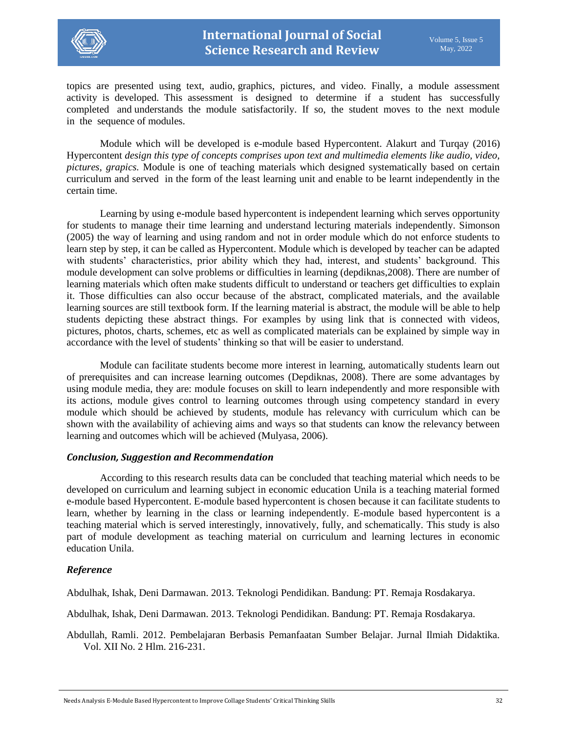topics are presented using text, audio, graphics, pictures, and video. Finally, a module assessment activity is developed. This assessment is designed to determine if a student has successfully completed and understands the module satisfactorily. If so, the student moves to the next module in the sequence of modules.

Module which will be developed is e-module based Hypercontent. Alakurt and Turqay (2016) Hypercontent *design this type of concepts comprises upon text and multimedia elements like audio, video, pictures, grapics.* Module is one of teaching materials which designed systematically based on certain curriculum and served in the form of the least learning unit and enable to be learnt independently in the certain time.

Learning by using e-module based hypercontent is independent learning which serves opportunity for students to manage their time learning and understand lecturing materials independently. Simonson (2005) the way of learning and using random and not in order module which do not enforce students to learn step by step, it can be called as Hypercontent. Module which is developed by teacher can be adapted with students' characteristics, prior ability which they had, interest, and students' background. This module development can solve problems or difficulties in learning (depdiknas,2008). There are number of learning materials which often make students difficult to understand or teachers get difficulties to explain it. Those difficulties can also occur because of the abstract, complicated materials, and the available learning sources are still textbook form. If the learning material is abstract, the module will be able to help students depicting these abstract things. For examples by using link that is connected with videos, pictures, photos, charts, schemes, etc as well as complicated materials can be explained by simple way in accordance with the level of students' thinking so that will be easier to understand.

Module can facilitate students become more interest in learning, automatically students learn out of prerequisites and can increase learning outcomes (Depdiknas, 2008). There are some advantages by using module media, they are: module focuses on skill to learn independently and more responsible with its actions, module gives control to learning outcomes through using competency standard in every module which should be achieved by students, module has relevancy with curriculum which can be shown with the availability of achieving aims and ways so that students can know the relevancy between learning and outcomes which will be achieved (Mulyasa, 2006).

## *Conclusion, Suggestion and Recommendation*

According to this research results data can be concluded that teaching material which needs to be developed on curriculum and learning subject in economic education Unila is a teaching material formed e-module based Hypercontent. E-module based hypercontent is chosen because it can facilitate students to learn, whether by learning in the class or learning independently. E-module based hypercontent is a teaching material which is served interestingly, innovatively, fully, and schematically. This study is also part of module development as teaching material on curriculum and learning lectures in economic education Unila.

## *Reference*

Abdulhak, Ishak, Deni Darmawan. 2013. Teknologi Pendidikan. Bandung: PT. Remaja Rosdakarya.

Abdulhak, Ishak, Deni Darmawan. 2013. Teknologi Pendidikan. Bandung: PT. Remaja Rosdakarya.

Abdullah, Ramli. 2012. Pembelajaran Berbasis Pemanfaatan Sumber Belajar. Jurnal Ilmiah Didaktika. Vol. XII No. 2 Hlm. 216-231.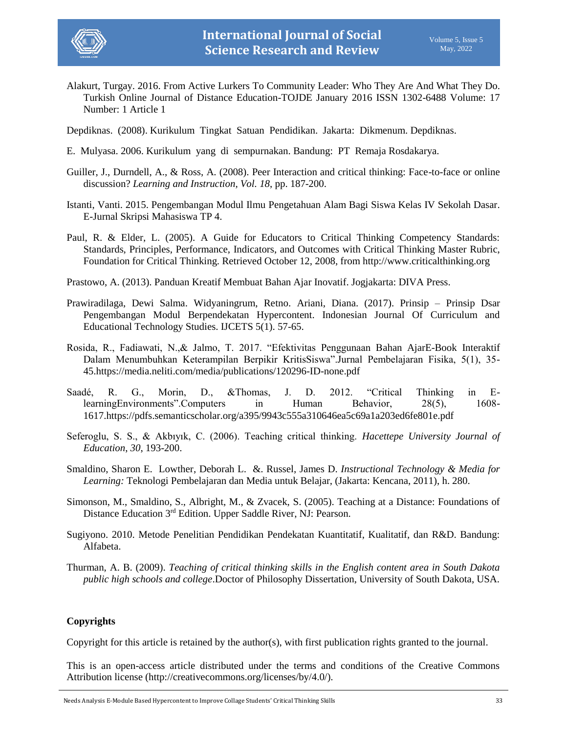Alakurt, Turgay. 2016. From Active Lurkers To Community Leader: Who They Are And What They Do. Turkish Online Journal of Distance Education-TOJDE January 2016 ISSN 1302-6488 Volume: 17 Number: 1 Article 1

Depdiknas. (2008). Kurikulum Tingkat Satuan Pendidikan. Jakarta: Dikmenum. Depdiknas.

E. Mulyasa. 2006. Kurikulum yang di sempurnakan. Bandung: PT Remaja Rosdakarya.

Guiller, J., Durndell, A., & Ross, A. (2008). Peer Interaction and critical thinking: Face-to-face or online discussion? *Learning and Instruction, Vol. 18*, pp. 187-200.

Istanti, Vanti. 2015. Pengembangan Modul Ilmu Pengetahuan Alam Bagi Siswa Kelas IV Sekolah Dasar. E-Jurnal Skripsi Mahasiswa TP 4.

Paul, R. & Elder, L. (2005). A Guide for Educators to Critical Thinking Competency Standards: Standards, Principles, Performance, Indicators, and Outcomes with Critical Thinking Master Rubric, Foundation for Critical Thinking. Retrieved October 12, 2008, from http://www.criticalthinking.org

Prastowo, A. (2013). Panduan Kreatif Membuat Bahan Ajar Inovatif. Jogjakarta: DIVA Press.

Prawiradilaga, Dewi Salma. Widyaningrum, Retno. Ariani, Diana. (2017). Prinsip – Prinsip Dsar Pengembangan Modul Berpendekatan Hypercontent. Indonesian Journal Of Curriculum and Educational Technology Studies. IJCETS 5(1). 57-65.

Rosida, R., Fadiawati, N.,& Jalmo, T. 2017. "Efektivitas Penggunaan Bahan AjarE-Book Interaktif Dalam Menumbuhkan Keterampilan Berpikir KritisSiswa".Jurnal Pembelajaran Fisika, 5(1), 35-45.https://media.neliti.com/media/publications/120296-ID-none.pdf

Saadé, R. G., Morin, D., &Thomas, J. D. 2012. "Critical Thinking in E-learningEnvironments".Computers in Human Behavior, 28(5), 1608-1617.https://pdfs.semanticscholar.org/a395/9943c555a310646ea5c69a1a203ed6fe801e.pdf

Seferoglu, S. S., & Akbıyık, C. (2006). Teaching critical thinking. *Hacettepe University Journal of Education, 30*, 193-200.

Smaldino, Sharon E. Lowther, Deborah L. &. Russel, James D. *Instructional Technology & Media for Learning:* Teknologi Pembelajaran dan Media untuk Belajar, (Jakarta: Kencana, 2011), h. 280.

Simonson, M., Smaldino, S., Albright, M., & Zvacek, S. (2005). Teaching at a Distance: Foundations of Distance Education 3rd Edition. Upper Saddle River, NJ: Pearson.

Sugiyono. 2010. Metode Penelitian Pendidikan Pendekatan Kuantitatif, Kualitatif, dan R&D. Bandung: Alfabeta.

Thurman, A. B. (2009). *Teaching of critical thinking skills in the English content area in South Dakota public high schools and college*.Doctor of Philosophy Dissertation, University of South Dakota, USA.

**Copyrights**

Copyright for this article is retained by the author(s), with first publication rights granted to the journal.

This is an open-access article distributed under the terms and conditions of the Creative Commons Attribution license (http://creativecommons.org/licenses/by/4.0/).